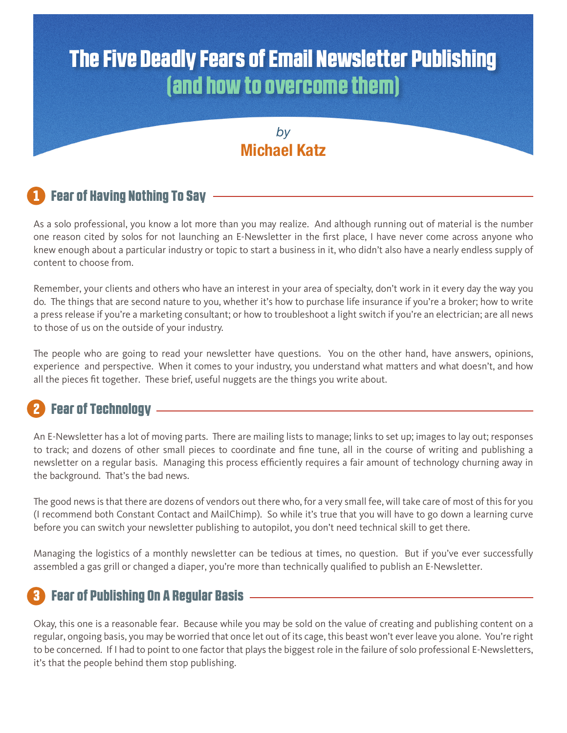# The Five Deadly Fears of Email Newsletter Publishing (and how to overcome them)

*by*

**Michael Katz**

## 1 Fear of Having Nothing To Say

As a solo professional, you know a lot more than you may realize. And although running out of material is the number one reason cited by solos for not launching an E-Newsletter in the first place, I have never come across anyone who knew enough about a particular industry or topic to start a business in it, who didn't also have a nearly endless supply of content to choose from.

Remember, your clients and others who have an interest in your area of specialty, don't work in it every day the way you do. The things that are second nature to you, whether it's how to purchase life insurance if you're a broker; how to write a press release if you're a marketing consultant; or how to troubleshoot a light switch if you're an electrician; are all news to those of us on the outside of your industry.

The people who are going to read your newsletter have questions. You on the other hand, have answers, opinions, experience and perspective. When it comes to your industry, you understand what matters and what doesn't, and how all the pieces fit together. These brief, useful nuggets are the things you write about.

## 2 Fear of Technology

An E-Newsletter has a lot of moving parts. There are mailing lists to manage; links to set up; images to lay out; responses to track; and dozens of other small pieces to coordinate and fine tune, all in the course of writing and publishing a newsletter on a regular basis. Managing this process efficiently requires a fair amount of technology churning away in the background. That's the bad news.

The good news is that there are dozens of vendors out there who, for a very small fee, will take care of most of this for you (I recommend both Constant Contact and MailChimp). So while it's true that you will have to go down a learning curve before you can switch your newsletter publishing to autopilot, you don't need technical skill to get there.

Managing the logistics of a monthly newsletter can be tedious at times, no question. But if you've ever successfully assembled a gas grill or changed a diaper, you're more than technically qualified to publish an E-Newsletter.

## 3 Fear of Publishing On A Regular Basis

Okay, this one is a reasonable fear. Because while you may be sold on the value of creating and publishing content on a regular, ongoing basis, you may be worried that once let out of its cage, this beast won't ever leave you alone. You're right to be concerned. If I had to point to one factor that plays the biggest role in the failure of solo professional E-Newsletters, it's that the people behind them stop publishing.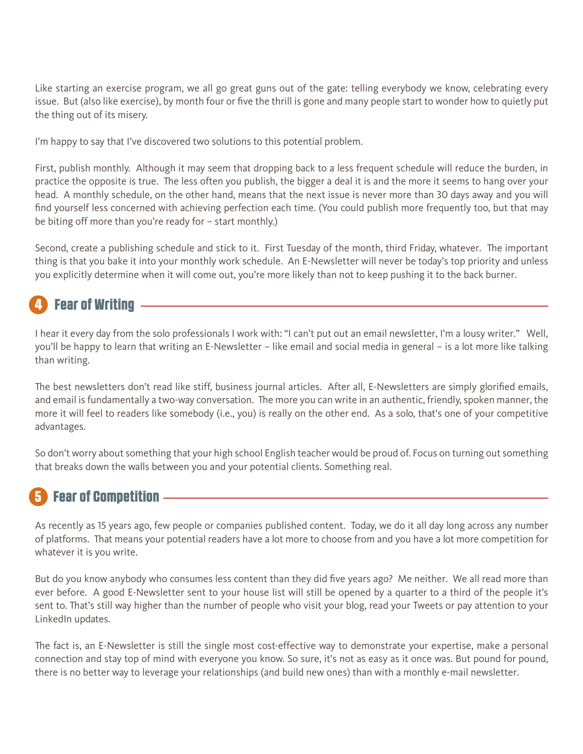Like starting an exercise program, we all go great guns out of the gate: telling everybody we know, celebrating every issue. But (also like exercise), by month four or five the thrill is gone and many people start to wonder how to quietly put the thing out of its misery.

I'm happy to say that I've discovered two solutions to this potential problem.

First, publish monthly. Although it may seem that dropping back to a less frequent schedule will reduce the burden, in practice the opposite is true. The less often you publish, the bigger a deal it is and the more it seems to hang over your head. A monthly schedule, on the other hand, means that the next issue is never more than 30 days away and you will find yourself less concerned with achieving perfection each time. (You could publish more frequently too, but that may be biting off more than you're ready for – start monthly.)

Second, create a publishing schedule and stick to it. First Tuesday of the month, third Friday, whatever. The important thing is that you bake it into your monthly work schedule. An E-Newsletter will never be today's top priority and unless you explicitly determine when it will come out, you're more likely than not to keep pushing it to the back burner.

## 4 Fear of Writing

I hear it every day from the solo professionals I work with: "I can't put out an email newsletter, I'm a lousy writer." Well, you'll be happy to learn that writing an E-Newsletter – like email and social media in general – is a lot more like talking than writing.

The best newsletters don't read like stiff, business journal articles. After all, E-Newsletters are simply glorified emails, and email is fundamentally a two-way conversation. The more you can write in an authentic, friendly, spoken manner, the more it will feel to readers like somebody (i.e., you) is really on the other end. As a solo, that's one of your competitive advantages.

So don't worry about something that your high school English teacher would be proud of. Focus on turning out something that breaks down the walls between you and your potential clients. Something real.

## 5 Fear of Competition

As recently as 15 years ago, few people or companies published content. Today, we do it all day long across any number of platforms. That means your potential readers have a lot more to choose from and you have a lot more competition for whatever it is you write.

But do you know anybody who consumes less content than they did five years ago? Me neither. We all read more than ever before. A good E-Newsletter sent to your house list will still be opened by a quarter to a third of the people it's sent to. That's still way higher than the number of people who visit your blog, read your Tweets or pay attention to your LinkedIn updates.

The fact is, an E-Newsletter is still the single most cost-effective way to demonstrate your expertise, make a personal connection and stay top of mind with everyone you know. So sure, it's not as easy as it once was. But pound for pound, there is no better way to leverage your relationships (and build new ones) than with a monthly e-mail newsletter.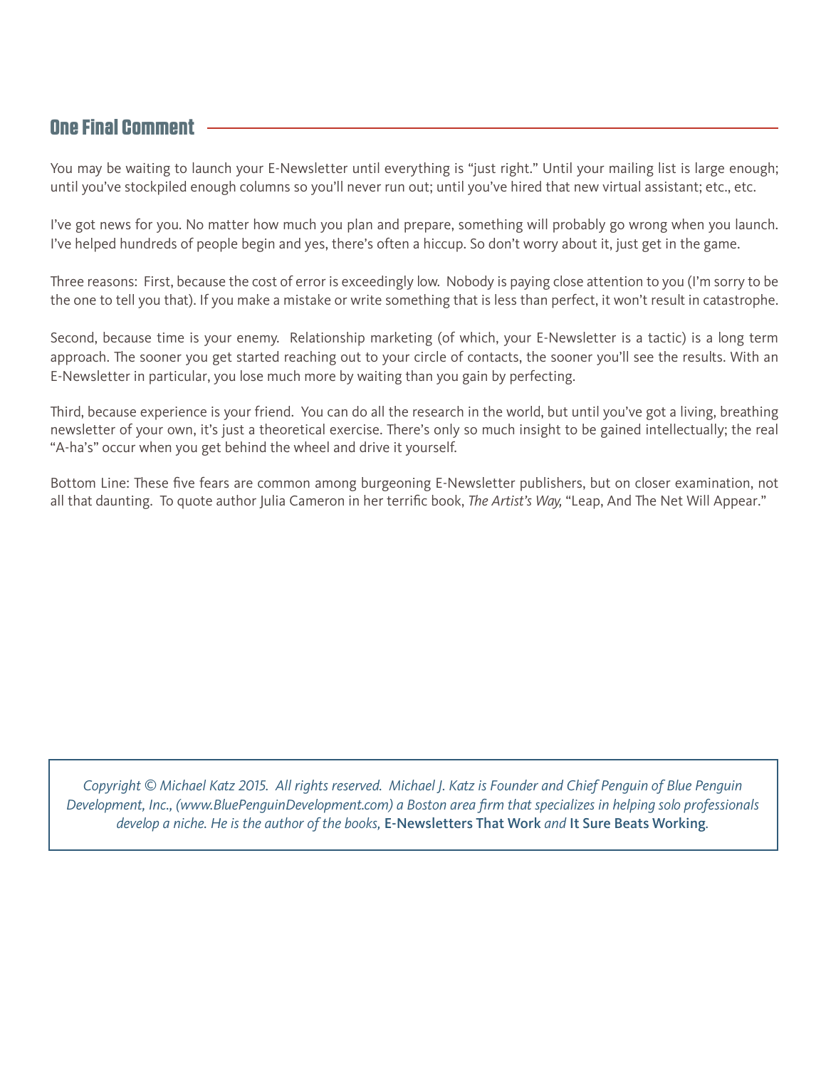## One Final Comment

You may be waiting to launch your E-Newsletter until everything is "just right." Until your mailing list is large enough; until you've stockpiled enough columns so you'll never run out; until you've hired that new virtual assistant; etc., etc.

I've got news for you. No matter how much you plan and prepare, something will probably go wrong when you launch. I've helped hundreds of people begin and yes, there's often a hiccup. So don't worry about it, just get in the game.

Three reasons: First, because the cost of error is exceedingly low. Nobody is paying close attention to you (I'm sorry to be the one to tell you that). If you make a mistake or write something that is less than perfect, it won't result in catastrophe.

Second, because time is your enemy. Relationship marketing (of which, your E-Newsletter is a tactic) is a long term approach. The sooner you get started reaching out to your circle of contacts, the sooner you'll see the results. With an E-Newsletter in particular, you lose much more by waiting than you gain by perfecting.

Third, because experience is your friend. You can do all the research in the world, but until you've got a living, breathing newsletter of your own, it's just a theoretical exercise. There's only so much insight to be gained intellectually; the real "A-ha's" occur when you get behind the wheel and drive it yourself.

Bottom Line: These five fears are common among burgeoning E-Newsletter publishers, but on closer examination, not all that daunting. To quote author Julia Cameron in her terrific book, *The Artist's Way,* "Leap, And The Net Will Appear."

*Copyright © Michael Katz 2015. All rights reserved. Michael J. Katz is Founder and Chief Penguin of Blue Penguin Development, Inc., (www.BluePenguinDevelopment.com) a Boston area firm that specializes in helping solo professionals develop a niche. He is the author of the books,* **E-Newsletters That Work** *and* **It Sure Beats Working**.